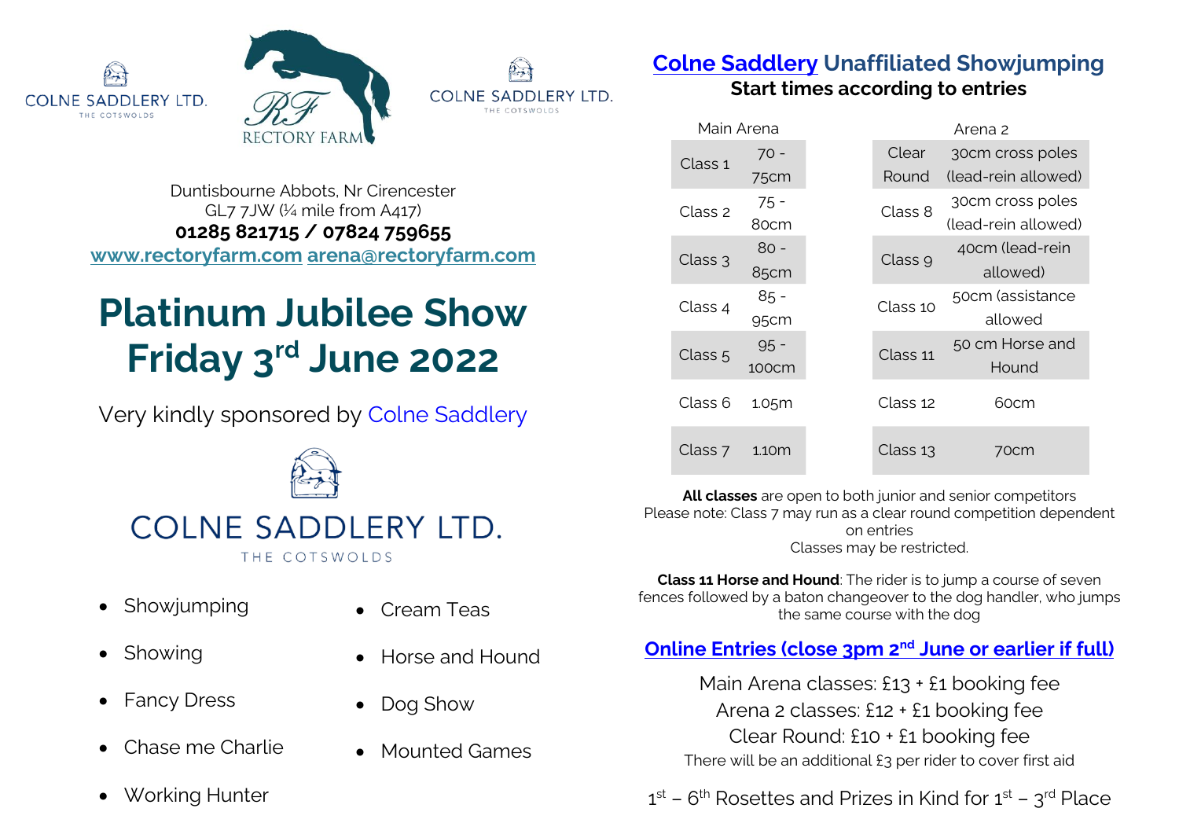COLNE SADDLERY LTD.
THE COTSWOLDS

RECTORY FARM

COLNE SADDLERY LTD.
THE COTSWOLDS

Duntisbourne Abbots, Nr Cirencester
GL7 7JW (¼ mile from A417)
**01285 821715 / 07824 759655**
**www.rectoryfarm.com arena@rectoryfarm.com**

# Platinum Jubilee Show
# Friday 3rd June 2022

Very kindly sponsored by Colne Saddlery

COLNE SADDLERY LTD.
THE COTSWOLDS

- Showjumping
- Showing
- Fancy Dress
- Chase me Charlie
- Working Hunter
- Cream Teas
- Horse and Hound
- Dog Show
- Mounted Games

## Colne Saddlery Unaffiliated Showjumping

**Start times according to entries**

| Main Arena | | Arena 2 | |
|---|---|---|---|
| Class 1 | 70 - 75cm | Clear Round | 30cm cross poles (lead-rein allowed) |
| Class 2 | 75 - 80cm | Class 8 | 30cm cross poles (lead-rein allowed) |
| Class 3 | 80 - 85cm | Class 9 | 40cm (lead-rein allowed) |
| Class 4 | 85 - 95cm | Class 10 | 50cm (assistance allowed |
| Class 5 | 95 - 100cm | Class 11 | 50 cm Horse and Hound |
| Class 6 | 1.05m | Class 12 | 60cm |
| Class 7 | 1.10m | Class 13 | 70cm |

**All classes** are open to both junior and senior competitors
Please note: Class 7 may run as a clear round competition dependent on entries
Classes may be restricted.

**Class 11 Horse and Hound**: The rider is to jump a course of seven fences followed by a baton changeover to the dog handler, who jumps the same course with the dog

## Online Entries (close 3pm 2nd June or earlier if full)

Main Arena classes: £13 + £1 booking fee
Arena 2 classes: £12 + £1 booking fee
Clear Round: £10 + £1 booking fee
There will be an additional £3 per rider to cover first aid

1st – 6th Rosettes and Prizes in Kind for 1st – 3rd Place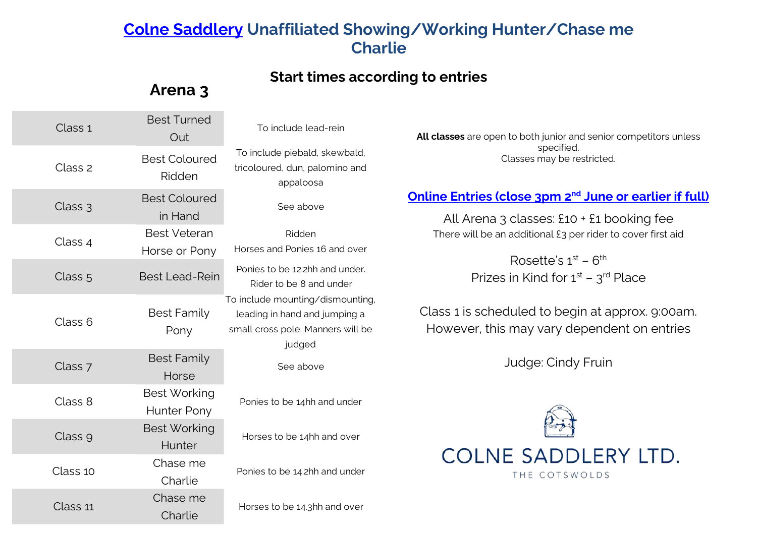# Colne Saddlery Unaffiliated Showing/Working Hunter/Chase me Charlie

## Start times according to entries

## Arena 3

| Class | Name | Details |
| --- | --- | --- |
| Class 1 | Best Turned Out | To include lead-rein |
| Class 2 | Best Coloured Ridden | To include piebald, skewbald, tricoloured, dun, palomino and appaloosa |
| Class 3 | Best Coloured in Hand | See above |
| Class 4 | Best Veteran Horse or Pony | Ridden Horses and Ponies 16 and over |
| Class 5 | Best Lead-Rein | Ponies to be 12.2hh and under. Rider to be 8 and under |
| Class 6 | Best Family Pony | To include mounting/dismounting, leading in hand and jumping a small cross pole. Manners will be judged |
| Class 7 | Best Family Horse | See above |
| Class 8 | Best Working Hunter Pony | Ponies to be 14hh and under |
| Class 9 | Best Working Hunter | Horses to be 14hh and over |
| Class 10 | Chase me Charlie | Ponies to be 14.2hh and under |
| Class 11 | Chase me Charlie | Horses to be 14.3hh and over |

**All classes** are open to both junior and senior competitors unless specified.
Classes may be restricted.

**Online Entries (close 3pm 2nd June or earlier if full)**

All Arena 3 classes: £10 + £1 booking fee
There will be an additional £3 per rider to cover first aid

Rosette's 1st – 6th
Prizes in Kind for 1st – 3rd Place

Class 1 is scheduled to begin at approx. 9:00am. However, this may vary dependent on entries

Judge: Cindy Fruin

COLNE SADDLERY LTD.
THE COTSWOLDS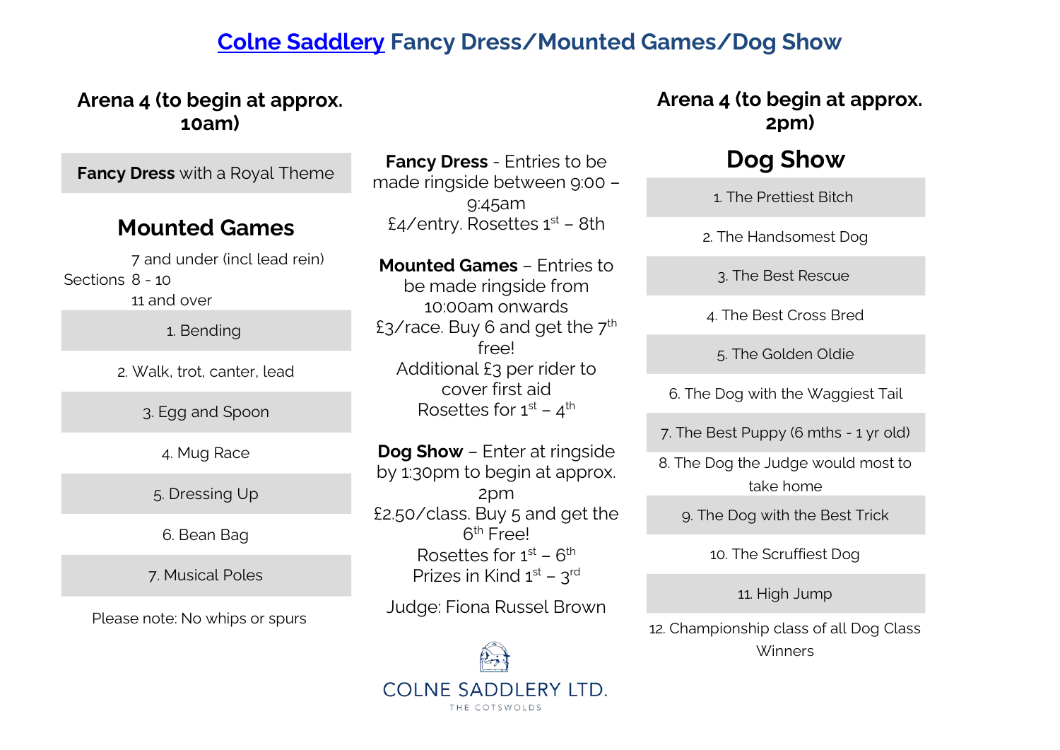# [Colne Saddlery](#) Fancy Dress/Mounted Games/Dog Show

## Arena 4 (to begin at approx. 10am)

**Fancy Dress** with a Royal Theme

### Mounted Games

Sections
- 7 and under (incl lead rein)
- 8 - 10
- 11 and over

1. Bending
2. Walk, trot, canter, lead
3. Egg and Spoon
4. Mug Race
5. Dressing Up
6. Bean Bag
7. Musical Poles

Please note: No whips or spurs

**Fancy Dress** - Entries to be made ringside between 9:00 – 9:45am
£4/entry. Rosettes 1st – 8th

**Mounted Games** – Entries to be made ringside from 10:00am onwards
£3/race. Buy 6 and get the 7th free!
Additional £3 per rider to cover first aid
Rosettes for 1st – 4th

**Dog Show** – Enter at ringside by 1:30pm to begin at approx. 2pm
£2.50/class. Buy 5 and get the 6th Free!
Rosettes for 1st – 6th
Prizes in Kind 1st – 3rd

Judge: Fiona Russel Brown

COLNE SADDLERY LTD.
THE COTSWOLDS

## Arena 4 (to begin at approx. 2pm)

### Dog Show

1. The Prettiest Bitch
2. The Handsomest Dog
3. The Best Rescue
4. The Best Cross Bred
5. The Golden Oldie
6. The Dog with the Waggiest Tail
7. The Best Puppy (6 mths - 1 yr old)
8. The Dog the Judge would most to take home
9. The Dog with the Best Trick
10. The Scruffiest Dog
11. High Jump
12. Championship class of all Dog Class Winners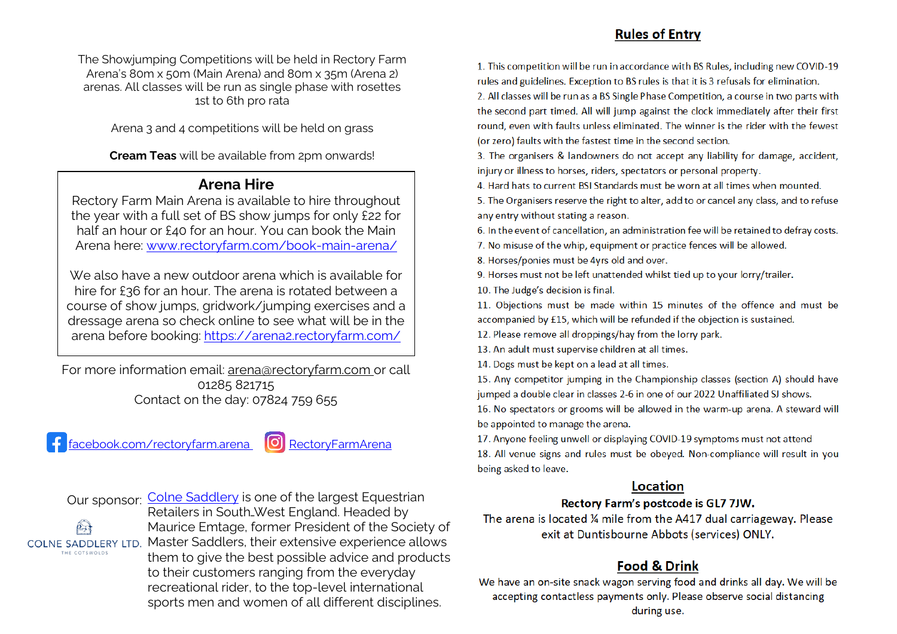The Showjumping Competitions will be held in Rectory Farm Arena's 80m x 50m (Main Arena) and 80m x 35m (Arena 2) arenas. All classes will be run as single phase with rosettes 1st to 6th pro rata

Arena 3 and 4 competitions will be held on grass

**Cream Teas** will be available from 2pm onwards!

## Arena Hire

Rectory Farm Main Arena is available to hire throughout the year with a full set of BS show jumps for only £22 for half an hour or £40 for an hour. You can book the Main Arena here: www.rectoryfarm.com/book-main-arena/

We also have a new outdoor arena which is available for hire for £36 for an hour. The arena is rotated between a course of show jumps, gridwork/jumping exercises and a dressage arena so check online to see what will be in the arena before booking: https://arena2.rectoryfarm.com/

For more information email: arena@rectoryfarm.com or call 01285 821715
Contact on the day: 07824 759 655

facebook.com/rectoryfarm.arena RectoryFarmArena

Our sponsor: Colne Saddlery is one of the largest Equestrian Retailers in South West England. Headed by Maurice Emtage, former President of the Society of Master Saddlers, their extensive experience allows them to give the best possible advice and products to their customers ranging from the everyday recreational rider, to the top-level international sports men and women of all different disciplines.

COLNE SADDLERY LTD.
THE COTSWOLDS

## Rules of Entry

1. This competition will be run in accordance with BS Rules, including new COVID-19 rules and guidelines. Exception to BS rules is that it is 3 refusals for elimination.
2. All classes will be run as a BS Single Phase Competition, a course in two parts with the second part timed. All will jump against the clock immediately after their first round, even with faults unless eliminated. The winner is the rider with the fewest (or zero) faults with the fastest time in the second section.
3. The organisers & landowners do not accept any liability for damage, accident, injury or illness to horses, riders, spectators or personal property.
4. Hard hats to current BSI Standards must be worn at all times when mounted.
5. The Organisers reserve the right to alter, add to or cancel any class, and to refuse any entry without stating a reason.
6. In the event of cancellation, an administration fee will be retained to defray costs.
7. No misuse of the whip, equipment or practice fences will be allowed.
8. Horses/ponies must be 4yrs old and over.
9. Horses must not be left unattended whilst tied up to your lorry/trailer.
10. The Judge's decision is final.
11. Objections must be made within 15 minutes of the offence and must be accompanied by £15, which will be refunded if the objection is sustained.
12. Please remove all droppings/hay from the lorry park.
13. An adult must supervise children at all times.
14. Dogs must be kept on a lead at all times.
15. Any competitor jumping in the Championship classes (section A) should have jumped a double clear in classes 2-6 in one of our 2022 Unaffiliated SJ shows.
16. No spectators or grooms will be allowed in the warm-up arena. A steward will be appointed to manage the arena.
17. Anyone feeling unwell or displaying COVID-19 symptoms must not attend
18. All venue signs and rules must be obeyed. Non-compliance will result in you being asked to leave.

## Location

**Rectory Farm's postcode is GL7 7JW.**

The arena is located ¼ mile from the A417 dual carriageway. Please exit at Duntisbourne Abbots (services) ONLY.

## Food & Drink

We have an on-site snack wagon serving food and drinks all day. We will be accepting contactless payments only. Please observe social distancing during use.